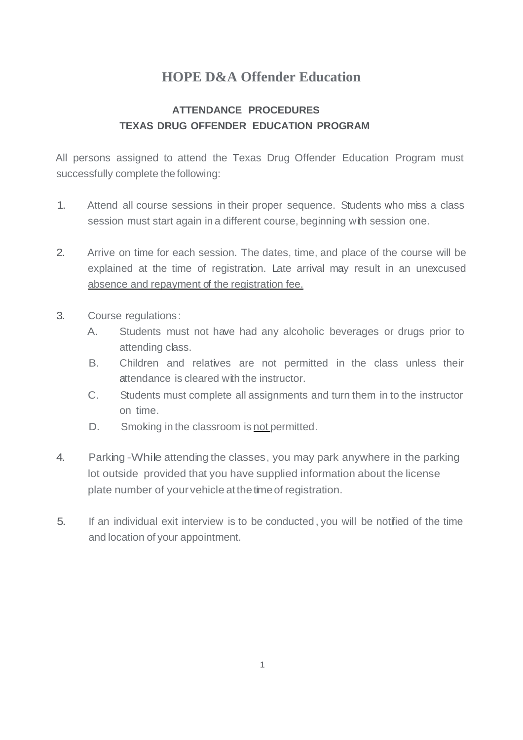# HOPE D&A Offender Education

## ATTENDANCE PROCEDURES
## TEXAS DRUG OFFENDER EDUCATION PROGRAM

All persons assigned to attend the Texas Drug Offender Education Program must successfully complete the following:

1. Attend all course sessions in their proper sequence. Students who miss a class session must start again in a different course, beginning with session one.

2. Arrive on time for each session. The dates, time, and place of the course will be explained at the time of registration. Late arrival may result in an unexcused <u>absence and repayment of the registration fee.</u>

3. Course regulations:
   - A. Students must not have had any alcoholic beverages or drugs prior to attending class.
   - B. Children and relatives are not permitted in the class unless their attendance is cleared with the instructor.
   - C. Students must complete all assignments and turn them in to the instructor on time.
   - D. Smoking in the classroom is <u>not</u> permitted.

4. Parking - While attending the classes, you may park anywhere in the parking lot outside provided that you have supplied information about the license plate number of your vehicle at the time of registration.

5. If an individual exit interview is to be conducted, you will be notified of the time and location of your appointment.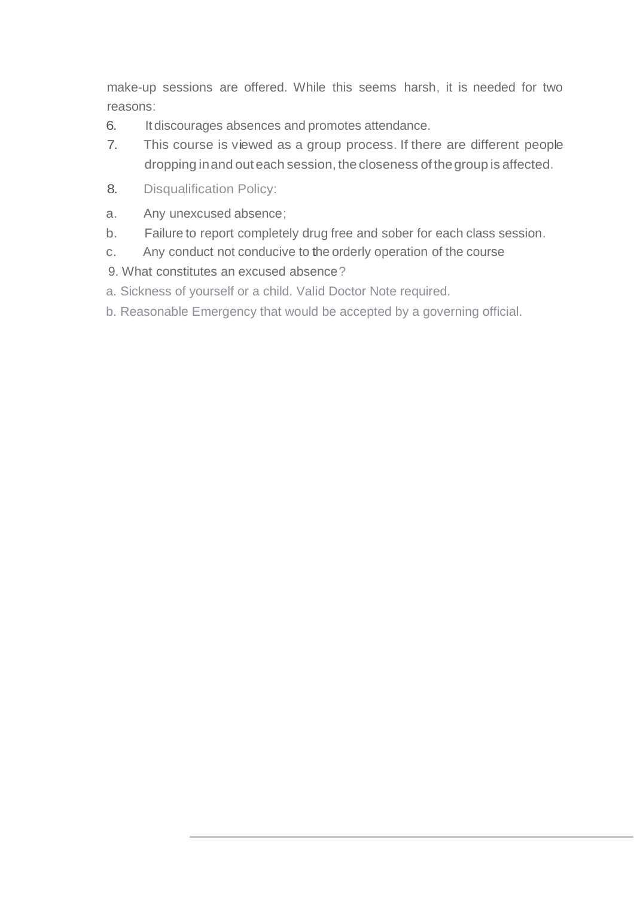make-up sessions are offered. While this seems harsh, it is needed for two reasons:

6. It discourages absences and promotes attendance.
7. This course is viewed as a group process. If there are different people dropping in and out each session, the closeness of the group is affected.
8. Disqualification Policy:

a. Any unexcused absence;

b. Failure to report completely drug free and sober for each class session.

c. Any conduct not conducive to the orderly operation of the course

9. What constitutes an excused absence?

a. Sickness of yourself or a child. Valid Doctor Note required.

b. Reasonable Emergency that would be accepted by a governing official.